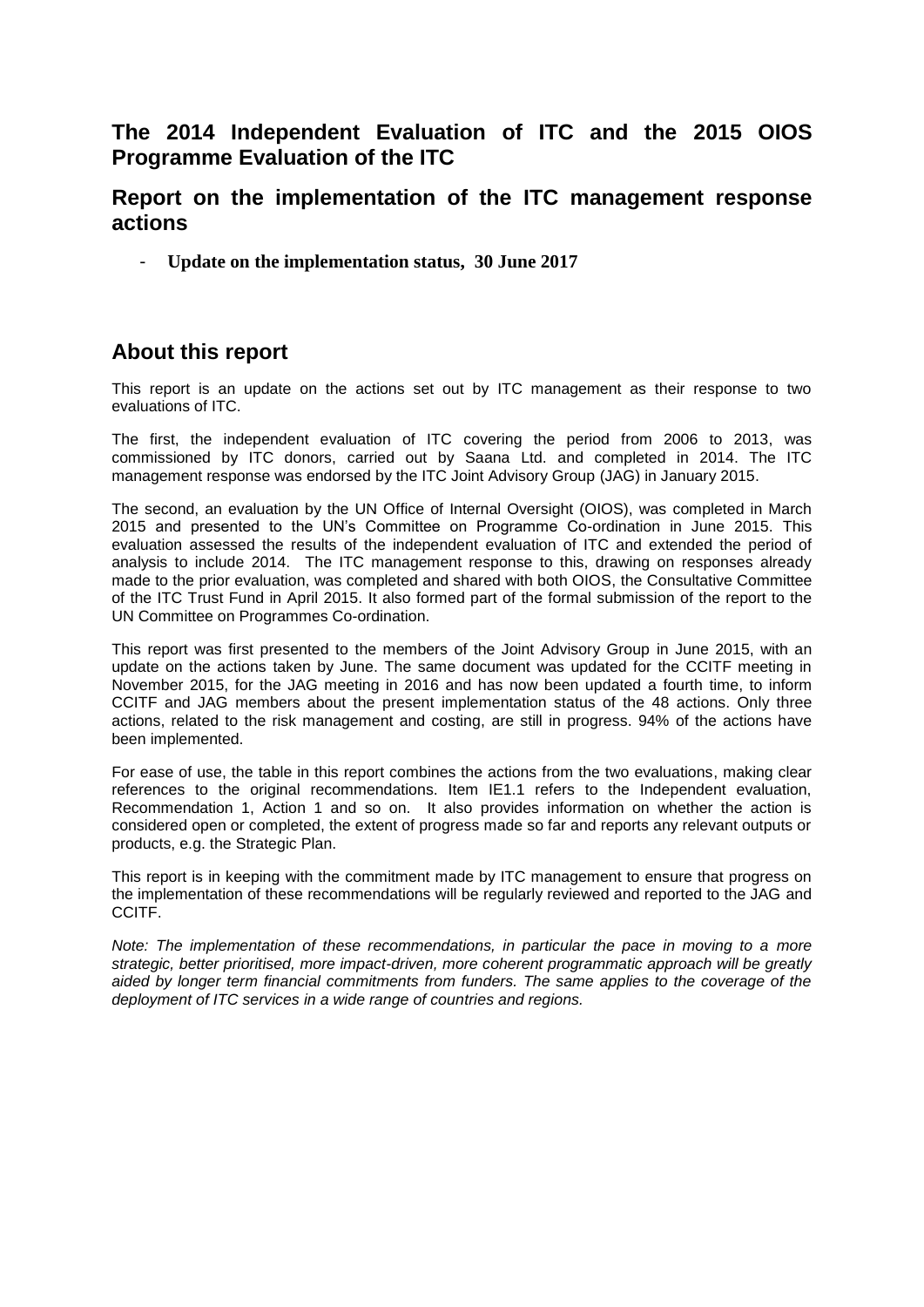# The 2014 Independent Evaluation of ITC and the 2015 OIOS Programme Evaluation of the ITC

## Report on the implementation of the ITC management response actions

- **Update on the implementation status, 30 June 2017**

## About this report

This report is an update on the actions set out by ITC management as their response to two evaluations of ITC.

The first, the independent evaluation of ITC covering the period from 2006 to 2013, was commissioned by ITC donors, carried out by Saana Ltd. and completed in 2014. The ITC management response was endorsed by the ITC Joint Advisory Group (JAG) in January 2015.

The second, an evaluation by the UN Office of Internal Oversight (OIOS), was completed in March 2015 and presented to the UN's Committee on Programme Co-ordination in June 2015. This evaluation assessed the results of the independent evaluation of ITC and extended the period of analysis to include 2014. The ITC management response to this, drawing on responses already made to the prior evaluation, was completed and shared with both OIOS, the Consultative Committee of the ITC Trust Fund in April 2015. It also formed part of the formal submission of the report to the UN Committee on Programmes Co-ordination.

This report was first presented to the members of the Joint Advisory Group in June 2015, with an update on the actions taken by June. The same document was updated for the CCITF meeting in November 2015, for the JAG meeting in 2016 and has now been updated a fourth time, to inform CCITF and JAG members about the present implementation status of the 48 actions. Only three actions, related to the risk management and costing, are still in progress. 94% of the actions have been implemented.

For ease of use, the table in this report combines the actions from the two evaluations, making clear references to the original recommendations. Item IE1.1 refers to the Independent evaluation, Recommendation 1, Action 1 and so on. It also provides information on whether the action is considered open or completed, the extent of progress made so far and reports any relevant outputs or products, e.g. the Strategic Plan.

This report is in keeping with the commitment made by ITC management to ensure that progress on the implementation of these recommendations will be regularly reviewed and reported to the JAG and CCITF.

*Note: The implementation of these recommendations, in particular the pace in moving to a more strategic, better prioritised, more impact-driven, more coherent programmatic approach will be greatly aided by longer term financial commitments from funders. The same applies to the coverage of the deployment of ITC services in a wide range of countries and regions.*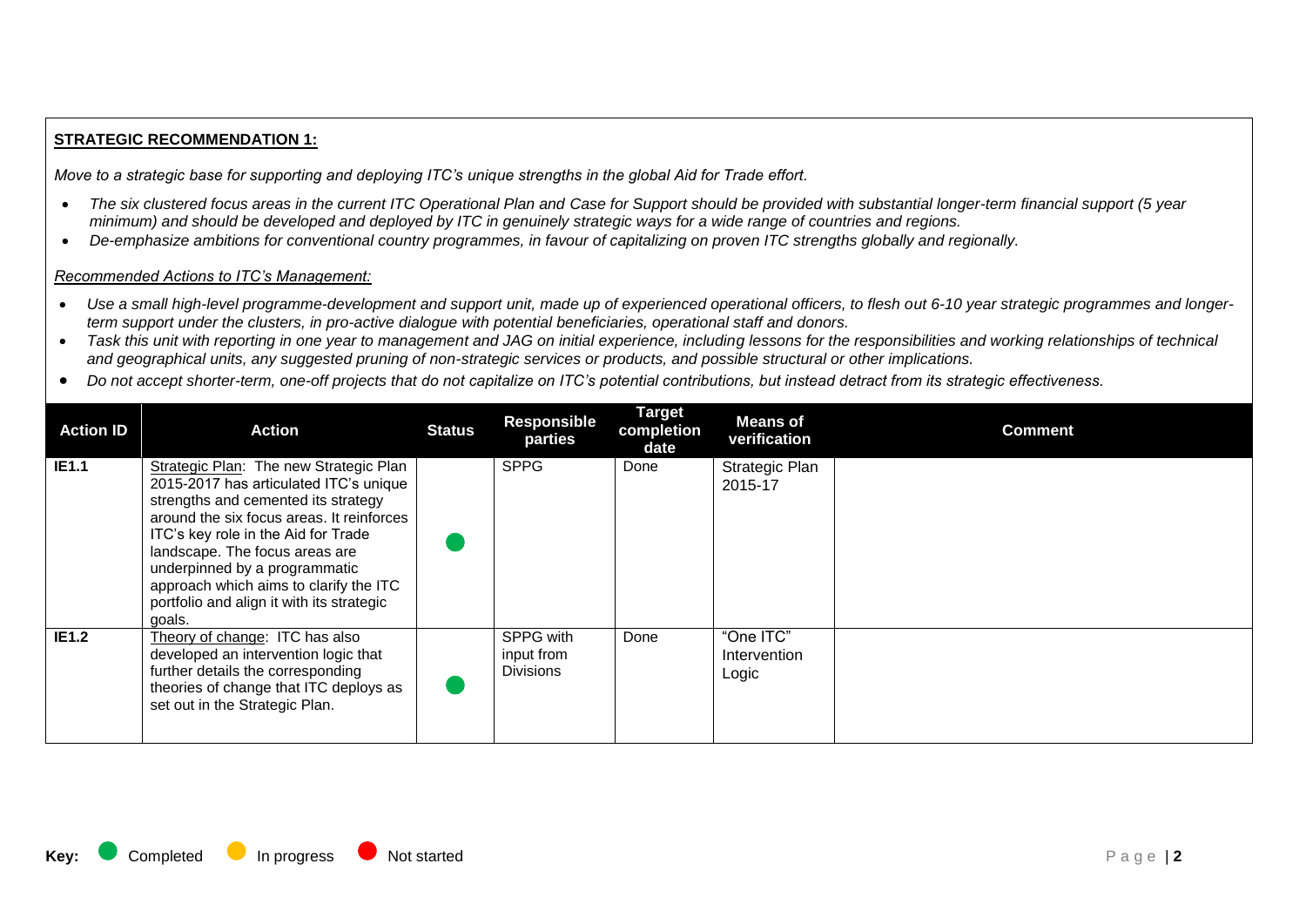**STRATEGIC RECOMMENDATION 1:**

*Move to a strategic base for supporting and deploying ITC's unique strengths in the global Aid for Trade effort.*

- *The six clustered focus areas in the current ITC Operational Plan and Case for Support should be provided with substantial longer-term financial support (5 year minimum) and should be developed and deployed by ITC in genuinely strategic ways for a wide range of countries and regions.*
- *De-emphasize ambitions for conventional country programmes, in favour of capitalizing on proven ITC strengths globally and regionally.*

*Recommended Actions to ITC's Management:*

- *Use a small high-level programme-development and support unit, made up of experienced operational officers, to flesh out 6-10 year strategic programmes and longer-term support under the clusters, in pro-active dialogue with potential beneficiaries, operational staff and donors.*
- *Task this unit with reporting in one year to management and JAG on initial experience, including lessons for the responsibilities and working relationships of technical and geographical units, any suggested pruning of non-strategic services or products, and possible structural or other implications.*
- *Do not accept shorter-term, one-off projects that do not capitalize on ITC's potential contributions, but instead detract from its strategic effectiveness.*

| Action ID | Action | Status | Responsible parties | Target completion date | Means of verification | Comment |
|---|---|---|---|---|---|---|
| IE1.1 | Strategic Plan: The new Strategic Plan 2015-2017 has articulated ITC's unique strengths and cemented its strategy around the six focus areas. It reinforces ITC's key role in the Aid for Trade landscape. The focus areas are underpinned by a programmatic approach which aims to clarify the ITC portfolio and align it with its strategic goals. | Completed | SPPG | Done | Strategic Plan 2015-17 | |
| IE1.2 | Theory of change: ITC has also developed an intervention logic that further details the corresponding theories of change that ITC deploys as set out in the Strategic Plan. | Completed | SPPG with input from Divisions | Done | "One ITC" Intervention Logic | |

**Key:** Completed · In progress · Not started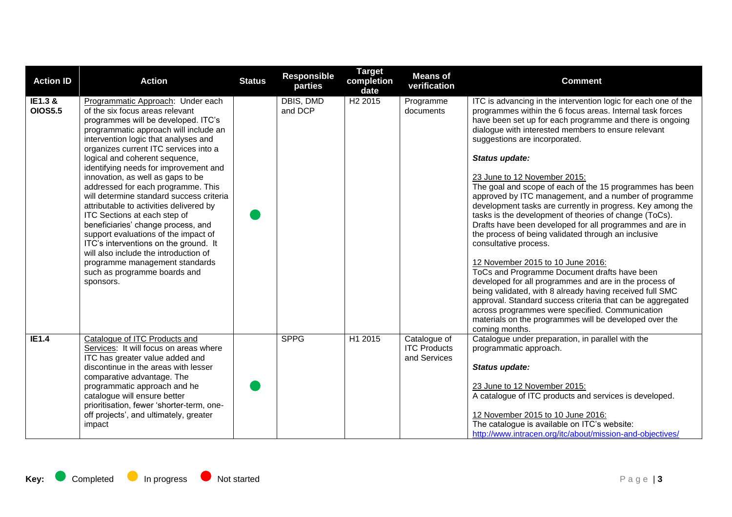| Action ID | Action | Status | Responsible parties | Target completion date | Means of verification | Comment |
|---|---|---|---|---|---|---|
| **IE1.3 & OIOS5.5** | Programmatic Approach: Under each of the six focus areas relevant programmes will be developed. ITC's programmatic approach will include an intervention logic that analyses and organizes current ITC services into a logical and coherent sequence, identifying needs for improvement and innovation, as well as gaps to be addressed for each programme. This will determine standard success criteria attributable to activities delivered by ITC Sections at each step of beneficiaries' change process, and support evaluations of the impact of ITC's interventions on the ground. It will also include the introduction of programme management standards such as programme boards and sponsors. | Completed | DBIS, DMD and DCP | H2 2015 | Programme documents | ITC is advancing in the intervention logic for each one of the programmes within the 6 focus areas. Internal task forces have been set up for each programme and there is ongoing dialogue with interested members to ensure relevant suggestions are incorporated.<br><br>***Status update:***<br><br>23 June to 12 November 2015:<br>The goal and scope of each of the 15 programmes has been approved by ITC management, and a number of programme development tasks are currently in progress. Key among the tasks is the development of theories of change (ToCs). Drafts have been developed for all programmes and are in the process of being validated through an inclusive consultative process.<br><br>12 November 2015 to 10 June 2016:<br>ToCs and Programme Document drafts have been developed for all programmes and are in the process of being validated, with 8 already having received full SMC approval. Standard success criteria that can be aggregated across programmes were specified. Communication materials on the programmes will be developed over the coming months. |
| **IE1.4** | Catalogue of ITC Products and Services: It will focus on areas where ITC has greater value added and discontinue in the areas with lesser comparative advantage. The programmatic approach and he catalogue will ensure better prioritisation, fewer 'shorter-term, one-off projects', and ultimately, greater impact | Completed | SPPG | H1 2015 | Catalogue of ITC Products and Services | Catalogue under preparation, in parallel with the programmatic approach.<br><br>***Status update:***<br><br>23 June to 12 November 2015:<br>A catalogue of ITC products and services is developed.<br><br>12 November 2015 to 10 June 2016:<br>The catalogue is available on ITC's website:<br>http://www.intracen.org/itc/about/mission-and-objectives/ |

**Key:** Completed, In progress, Not started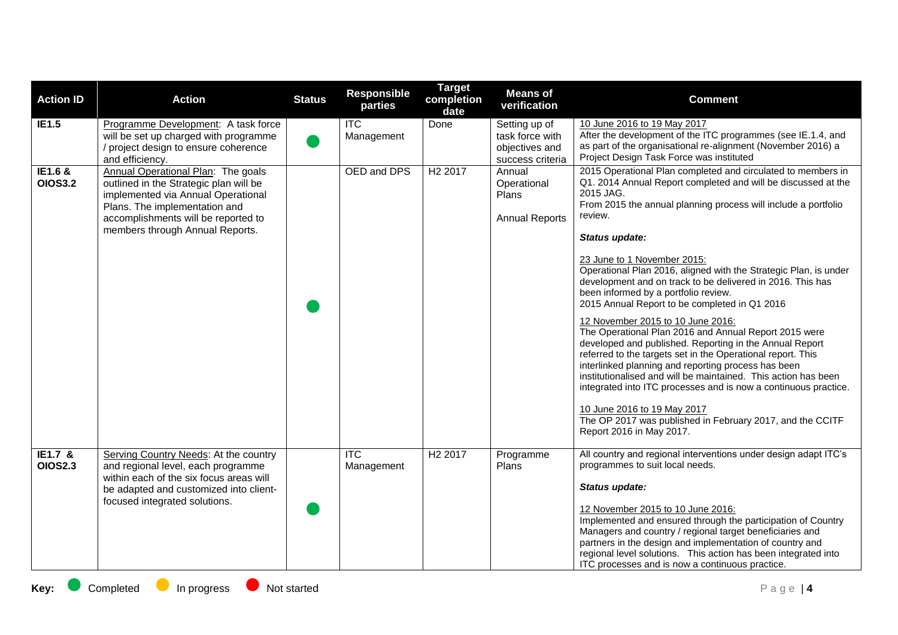| Action ID | Action | Status | Responsible parties | Target completion date | Means of verification | Comment |
|---|---|---|---|---|---|---|
| **IE1.5** | Programme Development: A task force will be set up charged with programme / project design to ensure coherence and efficiency. | ● | ITC Management | Done | Setting up of task force with objectives and success criteria | 10 June 2016 to 19 May 2017<br>After the development of the ITC programmes (see IE.1.4, and as part of the organisational re-alignment (November 2016) a Project Design Task Force was instituted |
| **IE1.6 & OIOS3.2** | Annual Operational Plan: The goals outlined in the Strategic plan will be implemented via Annual Operational Plans. The implementation and accomplishments will be reported to members through Annual Reports. | ● | OED and DPS | H2 2017 | Annual Operational Plans<br><br>Annual Reports | 2015 Operational Plan completed and circulated to members in Q1. 2014 Annual Report completed and will be discussed at the 2015 JAG.<br>From 2015 the annual planning process will include a portfolio review.<br><br>***Status update:***<br><br>23 June to 1 November 2015:<br>Operational Plan 2016, aligned with the Strategic Plan, is under development and on track to be delivered in 2016. This has been informed by a portfolio review.<br>2015 Annual Report to be completed in Q1 2016<br><br>12 November 2015 to 10 June 2016:<br>The Operational Plan 2016 and Annual Report 2015 were developed and published. Reporting in the Annual Report referred to the targets set in the Operational report. This interlinked planning and reporting process has been institutionalised and will be maintained. This action has been integrated into ITC processes and is now a continuous practice.<br><br>10 June 2016 to 19 May 2017<br>The OP 2017 was published in February 2017, and the CCITF Report 2016 in May 2017. |
| **IE1.7 & OIOS2.3** | Serving Country Needs: At the country and regional level, each programme within each of the six focus areas will be adapted and customized into client-focused integrated solutions. | ● | ITC Management | H2 2017 | Programme Plans | All country and regional interventions under design adapt ITC's programmes to suit local needs.<br><br>***Status update:***<br><br>12 November 2015 to 10 June 2016:<br>Implemented and ensured through the participation of Country Managers and country / regional target beneficiaries and partners in the design and implementation of country and regional level solutions. This action has been integrated into ITC processes and is now a continuous practice. |

**Key:** ● Completed ● In progress ● Not started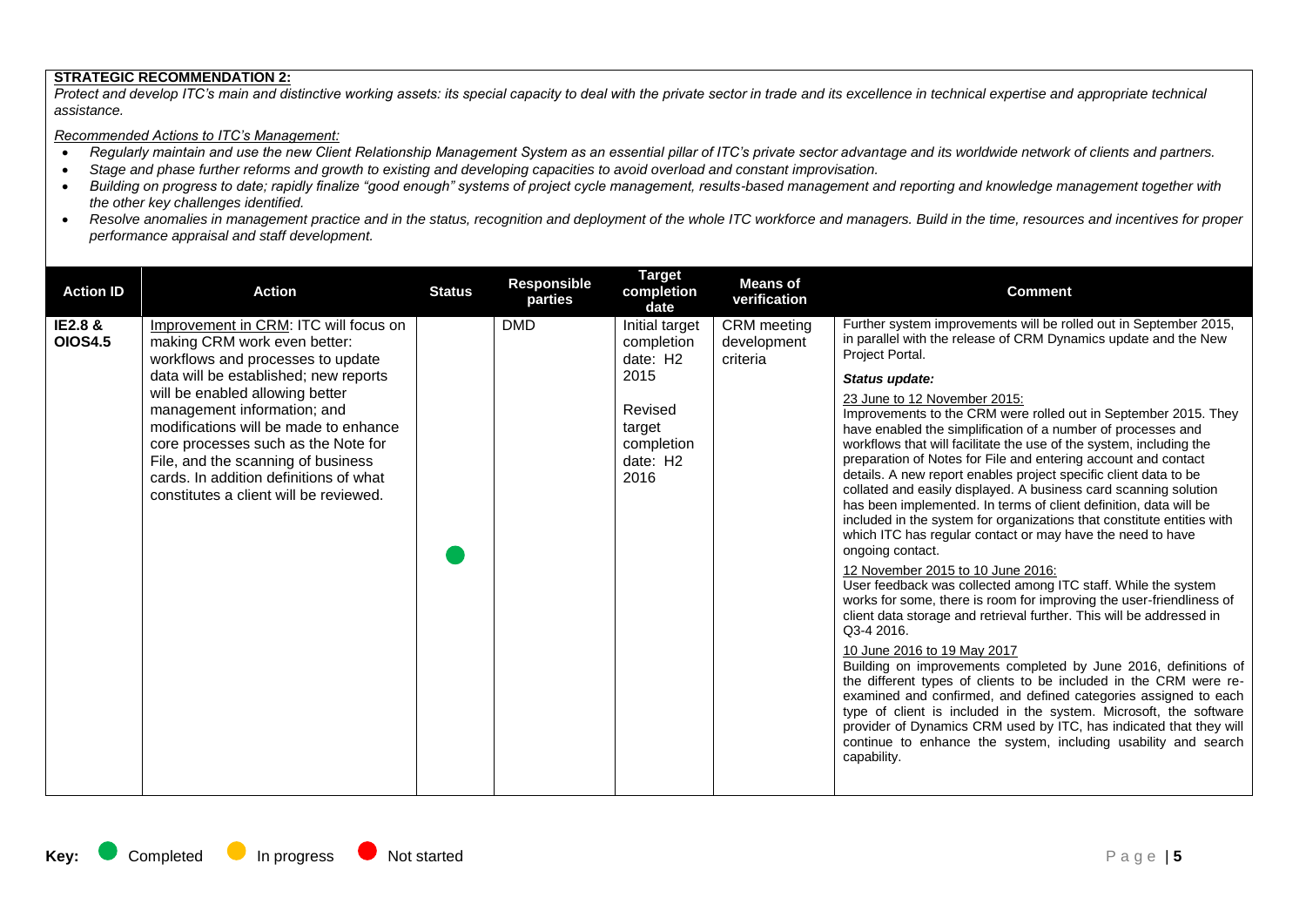**STRATEGIC RECOMMENDATION 2:**

*Protect and develop ITC's main and distinctive working assets: its special capacity to deal with the private sector in trade and its excellence in technical expertise and appropriate technical assistance.*

*Recommended Actions to ITC's Management:*

- *Regularly maintain and use the new Client Relationship Management System as an essential pillar of ITC's private sector advantage and its worldwide network of clients and partners.*
- *Stage and phase further reforms and growth to existing and developing capacities to avoid overload and constant improvisation.*
- *Building on progress to date; rapidly finalize "good enough" systems of project cycle management, results-based management and reporting and knowledge management together with the other key challenges identified.*
- *Resolve anomalies in management practice and in the status, recognition and deployment of the whole ITC workforce and managers. Build in the time, resources and incentives for proper performance appraisal and staff development.*

| Action ID | Action | Status | Responsible parties | Target completion date | Means of verification | Comment |
|---|---|---|---|---|---|---|
| **IE2.8 & OIOS4.5** | Improvement in CRM: ITC will focus on making CRM work even better: workflows and processes to update data will be established; new reports will be enabled allowing better management information; and modifications will be made to enhance core processes such as the Note for File, and the scanning of business cards. In addition definitions of what constitutes a client will be reviewed. | Completed | DMD | Initial target completion date: H2 2015<br><br>Revised target completion date: H2 2016 | CRM meeting development criteria | Further system improvements will be rolled out in September 2015, in parallel with the release of CRM Dynamics update and the New Project Portal.<br><br>***Status update:***<br><br>23 June to 12 November 2015:<br>Improvements to the CRM were rolled out in September 2015. They have enabled the simplification of a number of processes and workflows that will facilitate the use of the system, including the preparation of Notes for File and entering account and contact details. A new report enables project specific client data to be collated and easily displayed. A business card scanning solution has been implemented. In terms of client definition, data will be included in the system for organizations that constitute entities with which ITC has regular contact or may have the need to have ongoing contact.<br><br>12 November 2015 to 10 June 2016:<br>User feedback was collected among ITC staff. While the system works for some, there is room for improving the user-friendliness of client data storage and retrieval further. This will be addressed in Q3-4 2016.<br><br>10 June 2016 to 19 May 2017<br>Building on improvements completed by June 2016, definitions of the different types of clients to be included in the CRM were re-examined and confirmed, and defined categories assigned to each type of client is included in the system. Microsoft, the software provider of Dynamics CRM used by ITC, has indicated that they will continue to enhance the system, including usability and search capability. |

**Key:** Completed · In progress · Not started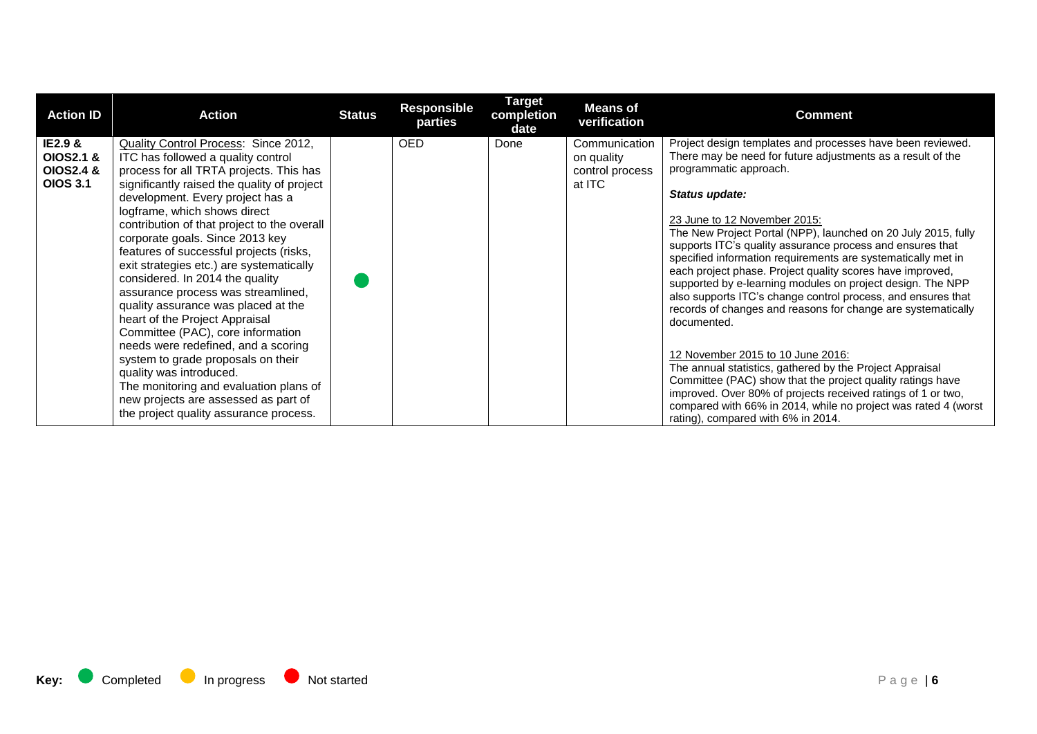| Action ID | Action | Status | Responsible parties | Target completion date | Means of verification | Comment |
|---|---|---|---|---|---|---|
| **IE2.9 & OIOS2.1 & OIOS2.4 & OIOS 3.1** | Quality Control Process: Since 2012, ITC has followed a quality control process for all TRTA projects. This has significantly raised the quality of project development. Every project has a logframe, which shows direct contribution of that project to the overall corporate goals. Since 2013 key features of successful projects (risks, exit strategies etc.) are systematically considered. In 2014 the quality assurance process was streamlined, quality assurance was placed at the heart of the Project Appraisal Committee (PAC), core information needs were redefined, and a scoring system to grade proposals on their quality was introduced.<br>The monitoring and evaluation plans of new projects are assessed as part of the project quality assurance process. | Completed | OED | Done | Communication on quality control process at ITC | Project design templates and processes have been reviewed. There may be need for future adjustments as a result of the programmatic approach.<br><br>***Status update:***<br><br>23 June to 12 November 2015:<br>The New Project Portal (NPP), launched on 20 July 2015, fully supports ITC's quality assurance process and ensures that specified information requirements are systematically met in each project phase. Project quality scores have improved, supported by e-learning modules on project design. The NPP also supports ITC's change control process, and ensures that records of changes and reasons for change are systematically documented.<br><br>12 November 2015 to 10 June 2016:<br>The annual statistics, gathered by the Project Appraisal Committee (PAC) show that the project quality ratings have improved. Over 80% of projects received ratings of 1 or two, compared with 66% in 2014, while no project was rated 4 (worst rating), compared with 6% in 2014. |

**Key:** Completed In progress Not started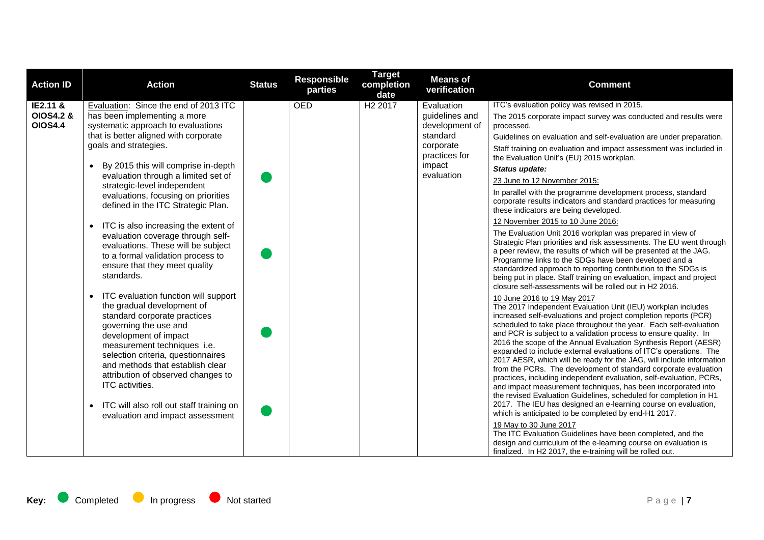| Action ID | Action | Status | Responsible parties | Target completion date | Means of verification | Comment |
|---|---|---|---|---|---|---|
| IE2.11 & OIOS4.2 & OIOS4.4 | Evaluation: Since the end of 2013 ITC has been implementing a more systematic approach to evaluations that is better aligned with corporate goals and strategies.<br><br>• By 2015 this will comprise in-depth evaluation through a limited set of strategic-level independent evaluations, focusing on priorities defined in the ITC Strategic Plan.<br><br>• ITC is also increasing the extent of evaluation coverage through self-evaluations. These will be subject to a formal validation process to ensure that they meet quality standards.<br><br>• ITC evaluation function will support the gradual development of standard corporate practices governing the use and development of impact measurement techniques i.e. selection criteria, questionnaires and methods that establish clear attribution of observed changes to ITC activities.<br><br>• ITC will also roll out staff training on evaluation and impact assessment | <br><br>Completed<br><br>Completed<br><br>Completed<br><br>Completed | OED | H2 2017 | Evaluation guidelines and development of standard corporate practices for impact evaluation | ITC's evaluation policy was revised in 2015.<br><br>The 2015 corporate impact survey was conducted and results were processed.<br><br>Guidelines on evaluation and self-evaluation are under preparation.<br><br>Staff training on evaluation and impact assessment was included in the Evaluation Unit's (EU) 2015 workplan.<br><br>***Status update:***<br><br>23 June to 12 November 2015:<br><br>In parallel with the programme development process, standard corporate results indicators and standard practices for measuring these indicators are being developed.<br><br>12 November 2015 to 10 June 2016:<br><br>The Evaluation Unit 2016 workplan was prepared in view of Strategic Plan priorities and risk assessments. The EU went through a peer review, the results of which will be presented at the JAG. Programme links to the SDGs have been developed and a standardized approach to reporting contribution to the SDGs is being put in place. Staff training on evaluation, impact and project closure self-assessments will be rolled out in H2 2016.<br><br>10 June 2016 to 19 May 2017<br>The 2017 Independent Evaluation Unit (IEU) workplan includes increased self-evaluations and project completion reports (PCR) scheduled to take place throughout the year. Each self-evaluation and PCR is subject to a validation process to ensure quality. In 2016 the scope of the Annual Evaluation Synthesis Report (AESR) expanded to include external evaluations of ITC's operations. The 2017 AESR, which will be ready for the JAG, will include information from the PCRs. The development of standard corporate evaluation practices, including independent evaluation, self-evaluation, PCRs, and impact measurement techniques, has been incorporated into the revised Evaluation Guidelines, scheduled for completion in H1 2017. The IEU has designed an e-learning course on evaluation, which is anticipated to be completed by end-H1 2017.<br><br>19 May to 30 June 2017<br>The ITC Evaluation Guidelines have been completed, and the design and curriculum of the e-learning course on evaluation is finalized. In H2 2017, the e-training will be rolled out. |

**Key:** Completed In progress Not started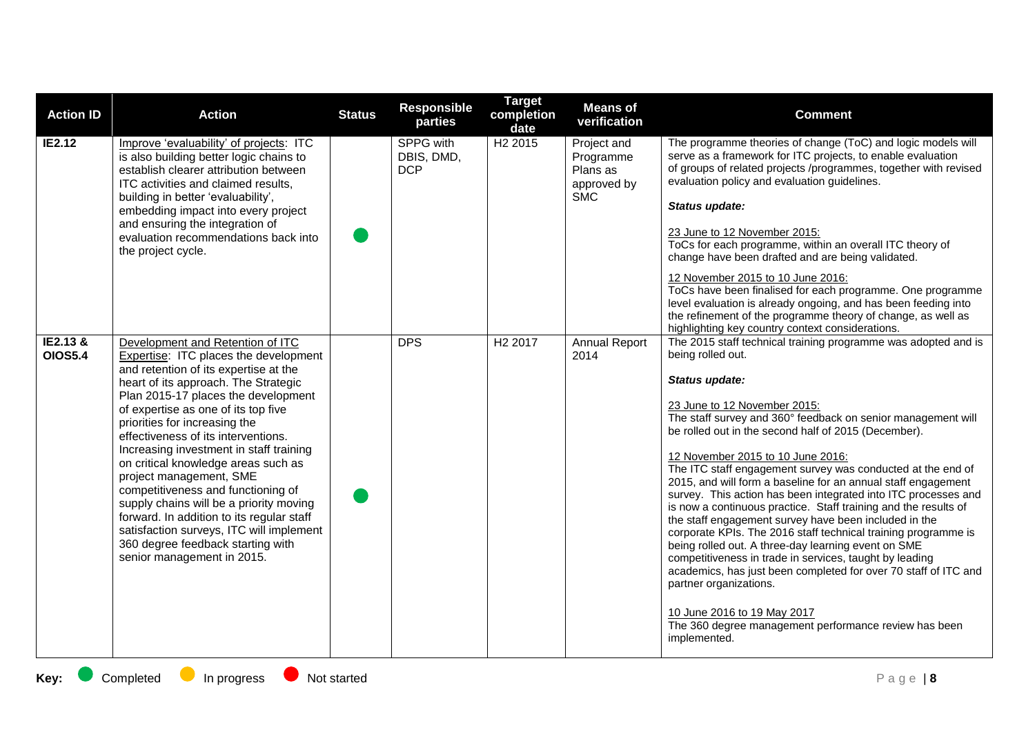| Action ID | Action | Status | Responsible parties | Target completion date | Means of verification | Comment |
|---|---|---|---|---|---|---|
| **IE2.12** | Improve 'evaluability' of projects: ITC is also building better logic chains to establish clearer attribution between ITC activities and claimed results, building in better 'evaluability', embedding impact into every project and ensuring the integration of evaluation recommendations back into the project cycle. | 🟢 | SPPG with DBIS, DMD, DCP | H2 2015 | Project and Programme Plans as approved by SMC | The programme theories of change (ToC) and logic models will serve as a framework for ITC projects, to enable evaluation of groups of related projects /programmes, together with revised evaluation policy and evaluation guidelines.<br><br>***Status update:***<br><br>23 June to 12 November 2015:<br>ToCs for each programme, within an overall ITC theory of change have been drafted and are being validated.<br><br>12 November 2015 to 10 June 2016:<br>ToCs have been finalised for each programme. One programme level evaluation is already ongoing, and has been feeding into the refinement of the programme theory of change, as well as highlighting key country context considerations. |
| **IE2.13 & OIOS5.4** | Development and Retention of ITC Expertise: ITC places the development and retention of its expertise at the heart of its approach. The Strategic Plan 2015-17 places the development of expertise as one of its top five priorities for increasing the effectiveness of its interventions. Increasing investment in staff training on critical knowledge areas such as project management, SME competitiveness and functioning of supply chains will be a priority moving forward. In addition to its regular staff satisfaction surveys, ITC will implement 360 degree feedback starting with senior management in 2015. | 🟢 | DPS | H2 2017 | Annual Report 2014 | The 2015 staff technical training programme was adopted and is being rolled out.<br><br>***Status update:***<br><br>23 June to 12 November 2015:<br>The staff survey and 360° feedback on senior management will be rolled out in the second half of 2015 (December).<br><br>12 November 2015 to 10 June 2016:<br>The ITC staff engagement survey was conducted at the end of 2015, and will form a baseline for an annual staff engagement survey. This action has been integrated into ITC processes and is now a continuous practice. Staff training and the results of the staff engagement survey have been included in the corporate KPIs. The 2016 staff technical training programme is being rolled out. A three-day learning event on SME competitiveness in trade in services, taught by leading academics, has just been completed for over 70 staff of ITC and partner organizations.<br><br>10 June 2016 to 19 May 2017<br>The 360 degree management performance review has been implemented. |

**Key:** 🟢 Completed 🟡 In progress 🔴 Not started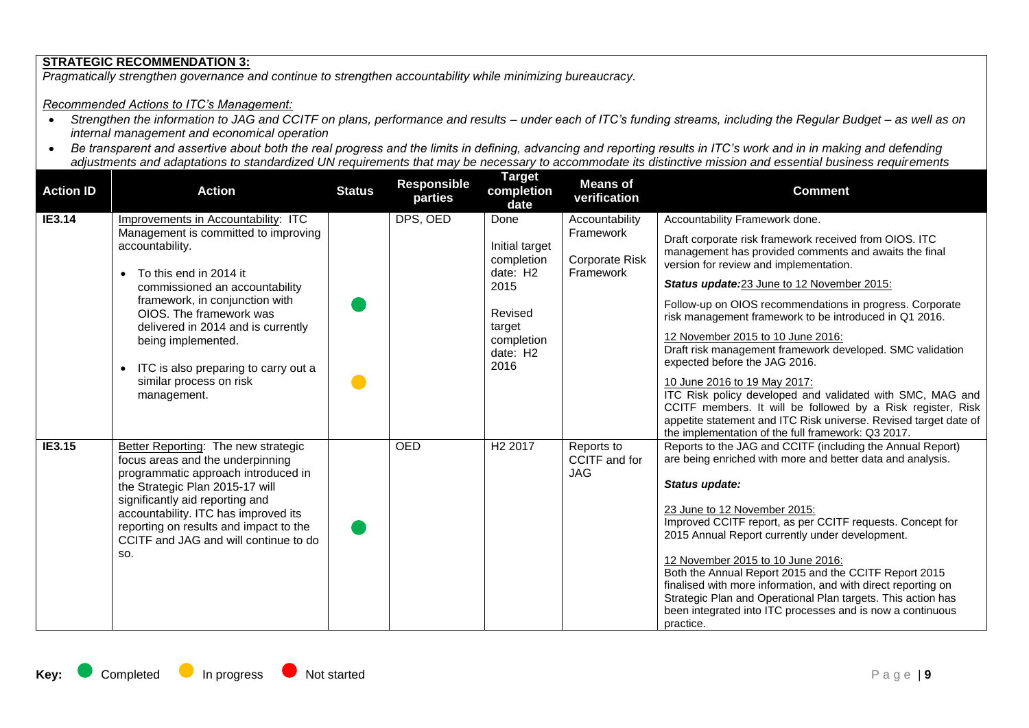**STRATEGIC RECOMMENDATION 3:**

*Pragmatically strengthen governance and continue to strengthen accountability while minimizing bureaucracy.*

*Recommended Actions to ITC's Management:*

- *Strengthen the information to JAG and CCITF on plans, performance and results – under each of ITC's funding streams, including the Regular Budget – as well as on internal management and economical operation*
- *Be transparent and assertive about both the real progress and the limits in defining, advancing and reporting results in ITC's work and in in making and defending adjustments and adaptations to standardized UN requirements that may be necessary to accommodate its distinctive mission and essential business requirements*

| Action ID | Action | Status | Responsible parties | Target completion date | Means of verification | Comment |
|---|---|---|---|---|---|---|
| **IE3.14** | Improvements in Accountability: ITC Management is committed to improving accountability.<br>• To this end in 2014 it commissioned an accountability framework, in conjunction with OIOS. The framework was delivered in 2014 and is currently being implemented.<br>• ITC is also preparing to carry out a similar process on risk management. | Completed<br>In progress | DPS, OED | Done<br>Initial target completion date: H2 2015<br>Revised target completion date: H2 2016 | Accountability Framework<br>Corporate Risk Framework | Accountability Framework done.<br>Draft corporate risk framework received from OIOS. ITC management has provided comments and awaits the final version for review and implementation.<br>***Status update:*** 23 June to 12 November 2015:<br>Follow-up on OIOS recommendations in progress. Corporate risk management framework to be introduced in Q1 2016.<br>12 November 2015 to 10 June 2016:<br>Draft risk management framework developed. SMC validation expected before the JAG 2016.<br>10 June 2016 to 19 May 2017:<br>ITC Risk policy developed and validated with SMC, MAG and CCITF members. It will be followed by a Risk register, Risk appetite statement and ITC Risk universe. Revised target date of the implementation of the full framework: Q3 2017. |
| **IE3.15** | Better Reporting: The new strategic focus areas and the underpinning programmatic approach introduced in the Strategic Plan 2015-17 will significantly aid reporting and accountability. ITC has improved its reporting on results and impact to the CCITF and JAG and will continue to do so. | Completed | OED | H2 2017 | Reports to CCITF and for JAG | Reports to the JAG and CCITF (including the Annual Report) are being enriched with more and better data and analysis.<br>***Status update:***<br>23 June to 12 November 2015:<br>Improved CCITF report, as per CCITF requests. Concept for 2015 Annual Report currently under development.<br>12 November 2015 to 10 June 2016:<br>Both the Annual Report 2015 and the CCITF Report 2015 finalised with more information, and with direct reporting on Strategic Plan and Operational Plan targets. This action has been integrated into ITC processes and is now a continuous practice. |

**Key:** Completed In progress Not started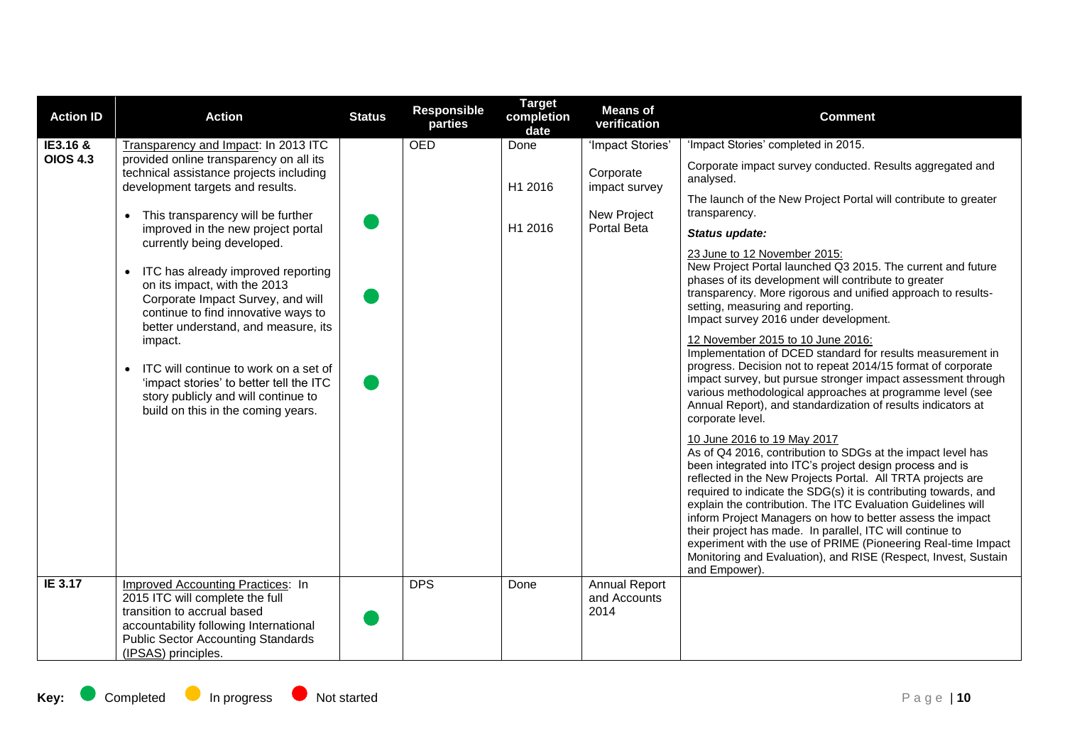| Action ID | Action | Status | Responsible parties | Target completion date | Means of verification | Comment |
|---|---|---|---|---|---|---|
| IE3.16 & OIOS 4.3 | Transparency and Impact: In 2013 ITC provided online transparency on all its technical assistance projects including development targets and results.<br>• This transparency will be further improved in the new project portal currently being developed.<br>• ITC has already improved reporting on its impact, with the 2013 Corporate Impact Survey, and will continue to find innovative ways to better understand, and measure, its impact.<br>• ITC will continue to work on a set of 'impact stories' to better tell the ITC story publicly and will continue to build on this in the coming years. | ● Completed<br>● Completed<br>● Completed | OED | Done<br>H1 2016<br>H1 2016 | 'Impact Stories'<br>Corporate impact survey<br>New Project Portal Beta | 'Impact Stories' completed in 2015.<br>Corporate impact survey conducted. Results aggregated and analysed.<br>The launch of the New Project Portal will contribute to greater transparency.<br>***Status update:***<br>23 June to 12 November 2015:<br>New Project Portal launched Q3 2015. The current and future phases of its development will contribute to greater transparency. More rigorous and unified approach to results-setting, measuring and reporting.<br>Impact survey 2016 under development.<br>12 November 2015 to 10 June 2016:<br>Implementation of DCED standard for results measurement in progress. Decision not to repeat 2014/15 format of corporate impact survey, but pursue stronger impact assessment through various methodological approaches at programme level (see Annual Report), and standardization of results indicators at corporate level.<br>10 June 2016 to 19 May 2017<br>As of Q4 2016, contribution to SDGs at the impact level has been integrated into ITC's project design process and is reflected in the New Projects Portal. All TRTA projects are required to indicate the SDG(s) it is contributing towards, and explain the contribution. The ITC Evaluation Guidelines will inform Project Managers on how to better assess the impact their project has made. In parallel, ITC will continue to experiment with the use of PRIME (Pioneering Real-time Impact Monitoring and Evaluation), and RISE (Respect, Invest, Sustain and Empower). |
| IE 3.17 | Improved Accounting Practices: In 2015 ITC will complete the full transition to accrual based accountability following International Public Sector Accounting Standards (IPSAS) principles. | ● Completed | DPS | Done | Annual Report and Accounts 2014 | |

**Key:** ● Completed ● In progress ● Not started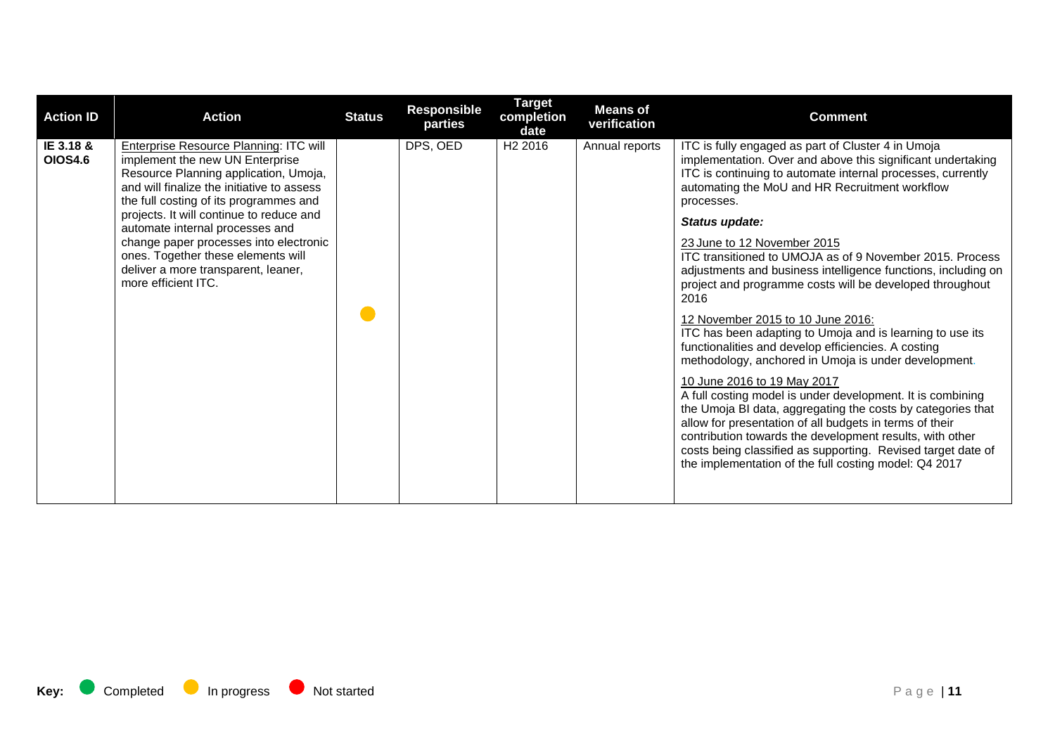| Action ID | Action | Status | Responsible parties | Target completion date | Means of verification | Comment |
|---|---|---|---|---|---|---|
| **IE 3.18 & OIOS4.6** | Enterprise Resource Planning: ITC will implement the new UN Enterprise Resource Planning application, Umoja, and will finalize the initiative to assess the full costing of its programmes and projects. It will continue to reduce and automate internal processes and change paper processes into electronic ones. Together these elements will deliver a more transparent, leaner, more efficient ITC. | In progress | DPS, OED | H2 2016 | Annual reports | ITC is fully engaged as part of Cluster 4 in Umoja implementation. Over and above this significant undertaking ITC is continuing to automate internal processes, currently automating the MoU and HR Recruitment workflow processes.<br><br>***Status update:***<br><br>23 June to 12 November 2015<br>ITC transitioned to UMOJA as of 9 November 2015. Process adjustments and business intelligence functions, including on project and programme costs will be developed throughout 2016<br><br>12 November 2015 to 10 June 2016:<br>ITC has been adapting to Umoja and is learning to use its functionalities and develop efficiencies. A costing methodology, anchored in Umoja is under development.<br><br>10 June 2016 to 19 May 2017<br>A full costing model is under development. It is combining the Umoja BI data, aggregating the costs by categories that allow for presentation of all budgets in terms of their contribution towards the development results, with other costs being classified as supporting. Revised target date of the implementation of the full costing model: Q4 2017 |

**Key:** Completed In progress Not started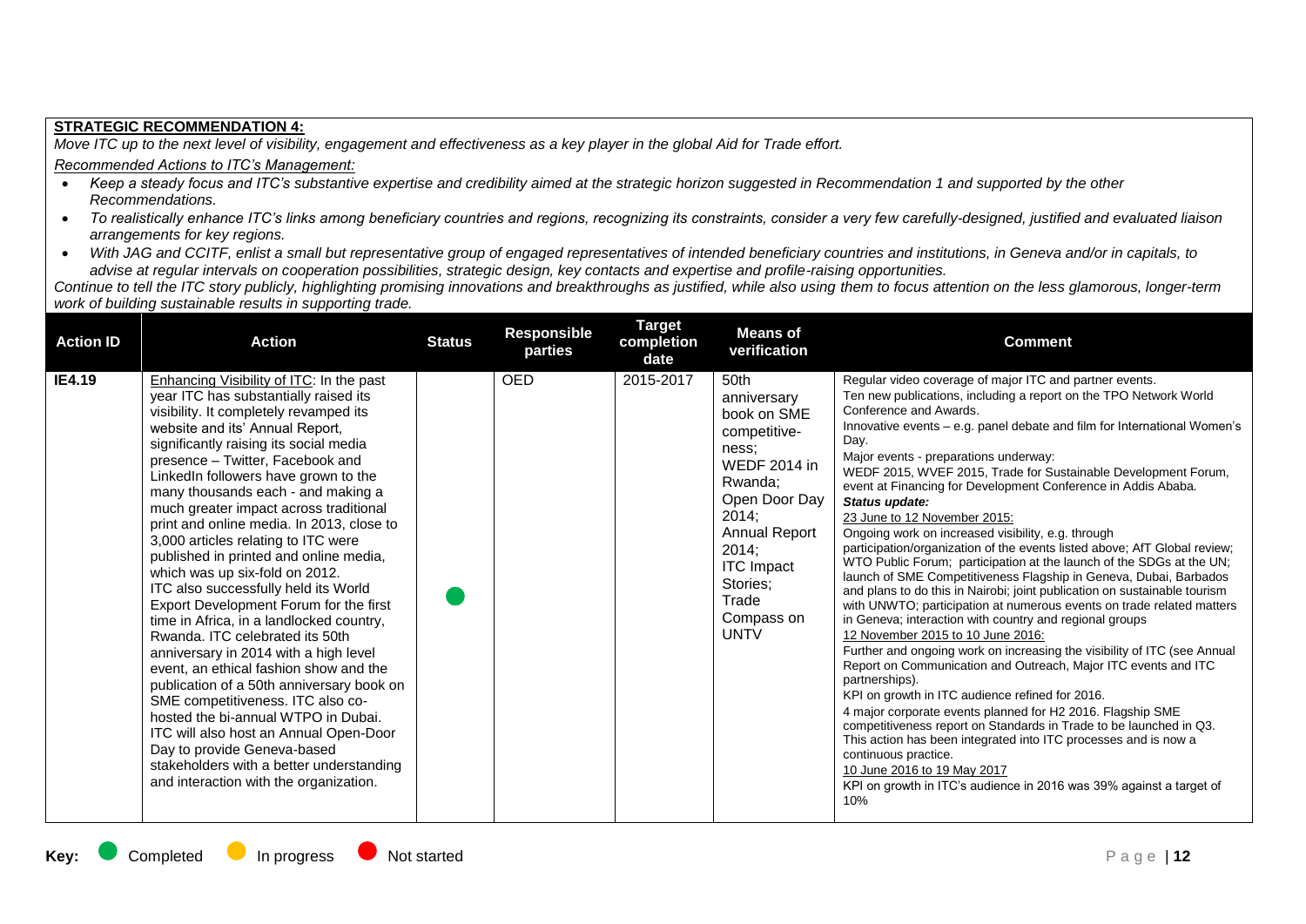**STRATEGIC RECOMMENDATION 4:**

*Move ITC up to the next level of visibility, engagement and effectiveness as a key player in the global Aid for Trade effort.*

*Recommended Actions to ITC's Management:*

- *Keep a steady focus and ITC's substantive expertise and credibility aimed at the strategic horizon suggested in Recommendation 1 and supported by the other Recommendations.*
- *To realistically enhance ITC's links among beneficiary countries and regions, recognizing its constraints, consider a very few carefully-designed, justified and evaluated liaison arrangements for key regions.*
- *With JAG and CCITF, enlist a small but representative group of engaged representatives of intended beneficiary countries and institutions, in Geneva and/or in capitals, to advise at regular intervals on cooperation possibilities, strategic design, key contacts and expertise and profile-raising opportunities.*

*Continue to tell the ITC story publicly, highlighting promising innovations and breakthroughs as justified, while also using them to focus attention on the less glamorous, longer-term work of building sustainable results in supporting trade.*

| Action ID | Action | Status | Responsible parties | Target completion date | Means of verification | Comment |
|---|---|---|---|---|---|---|
| **IE4.19** | Enhancing Visibility of ITC: In the past year ITC has substantially raised its visibility. It completely revamped its website and its' Annual Report, significantly raising its social media presence – Twitter, Facebook and LinkedIn followers have grown to the many thousands each - and making a much greater impact across traditional print and online media. In 2013, close to 3,000 articles relating to ITC were published in printed and online media, which was up six-fold on 2012.<br>ITC also successfully held its World Export Development Forum for the first time in Africa, in a landlocked country, Rwanda. ITC celebrated its 50th anniversary in 2014 with a high level event, an ethical fashion show and the publication of a 50th anniversary book on SME competitiveness. ITC also co-hosted the bi-annual WTPO in Dubai. ITC will also host an Annual Open-Door Day to provide Geneva-based stakeholders with a better understanding and interaction with the organization. | Completed | OED | 2015-2017 | 50th anniversary book on SME competitive-ness; WEDF 2014 in Rwanda; Open Door Day 2014; Annual Report 2014; ITC Impact Stories; Trade Compass on UNTV | Regular video coverage of major ITC and partner events.<br>Ten new publications, including a report on the TPO Network World Conference and Awards.<br>Innovative events – e.g. panel debate and film for International Women's Day.<br>Major events - preparations underway:<br>WEDF 2015, WVEF 2015, Trade for Sustainable Development Forum, event at Financing for Development Conference in Addis Ababa.<br>***Status update:***<br>23 June to 12 November 2015:<br>Ongoing work on increased visibility, e.g. through participation/organization of the events listed above; AfT Global review; WTO Public Forum; participation at the launch of the SDGs at the UN; launch of SME Competitiveness Flagship in Geneva, Dubai, Barbados and plans to do this in Nairobi; joint publication on sustainable tourism with UNWTO; participation at numerous events on trade related matters in Geneva; interaction with country and regional groups<br>12 November 2015 to 10 June 2016:<br>Further and ongoing work on increasing the visibility of ITC (see Annual Report on Communication and Outreach, Major ITC events and ITC partnerships).<br>KPI on growth in ITC audience refined for 2016.<br>4 major corporate events planned for H2 2016. Flagship SME competitiveness report on Standards in Trade to be launched in Q3.<br>This action has been integrated into ITC processes and is now a continuous practice.<br>10 June 2016 to 19 May 2017<br>KPI on growth in ITC's audience in 2016 was 39% against a target of 10% |

**Key:** Completed | In progress | Not started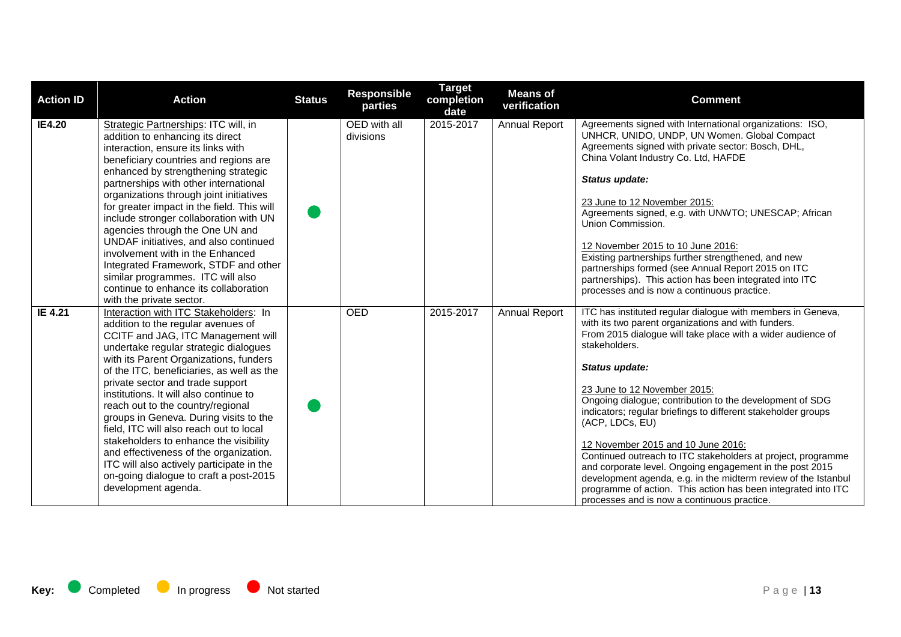| Action ID | Action | Status | Responsible parties | Target completion date | Means of verification | Comment |
|---|---|---|---|---|---|---|
| **IE4.20** | Strategic Partnerships: ITC will, in addition to enhancing its direct interaction, ensure its links with beneficiary countries and regions are enhanced by strengthening strategic partnerships with other international organizations through joint initiatives for greater impact in the field. This will include stronger collaboration with UN agencies through the One UN and UNDAF initiatives, and also continued involvement with in the Enhanced Integrated Framework, STDF and other similar programmes. ITC will also continue to enhance its collaboration with the private sector. | Completed | OED with all divisions | 2015-2017 | Annual Report | Agreements signed with International organizations: ISO, UNHCR, UNIDO, UNDP, UN Women. Global Compact Agreements signed with private sector: Bosch, DHL, China Volant Industry Co. Ltd, HAFDE<br><br>***Status update:***<br><br>23 June to 12 November 2015:<br>Agreements signed, e.g. with UNWTO; UNESCAP; African Union Commission.<br><br>12 November 2015 to 10 June 2016:<br>Existing partnerships further strengthened, and new partnerships formed (see Annual Report 2015 on ITC partnerships). This action has been integrated into ITC processes and is now a continuous practice. |
| **IE 4.21** | Interaction with ITC Stakeholders: In addition to the regular avenues of CCITF and JAG, ITC Management will undertake regular strategic dialogues with its Parent Organizations, funders of the ITC, beneficiaries, as well as the private sector and trade support institutions. It will also continue to reach out to the country/regional groups in Geneva. During visits to the field, ITC will also reach out to local stakeholders to enhance the visibility and effectiveness of the organization. ITC will also actively participate in the on-going dialogue to craft a post-2015 development agenda. | Completed | OED | 2015-2017 | Annual Report | ITC has instituted regular dialogue with members in Geneva, with its two parent organizations and with funders. From 2015 dialogue will take place with a wider audience of stakeholders.<br><br>***Status update:***<br><br>23 June to 12 November 2015:<br>Ongoing dialogue; contribution to the development of SDG indicators; regular briefings to different stakeholder groups (ACP, LDCs, EU)<br><br>12 November 2015 and 10 June 2016:<br>Continued outreach to ITC stakeholders at project, programme and corporate level. Ongoing engagement in the post 2015 development agenda, e.g. in the midterm review of the Istanbul programme of action. This action has been integrated into ITC processes and is now a continuous practice. |

**Key:** Completed — In progress — Not started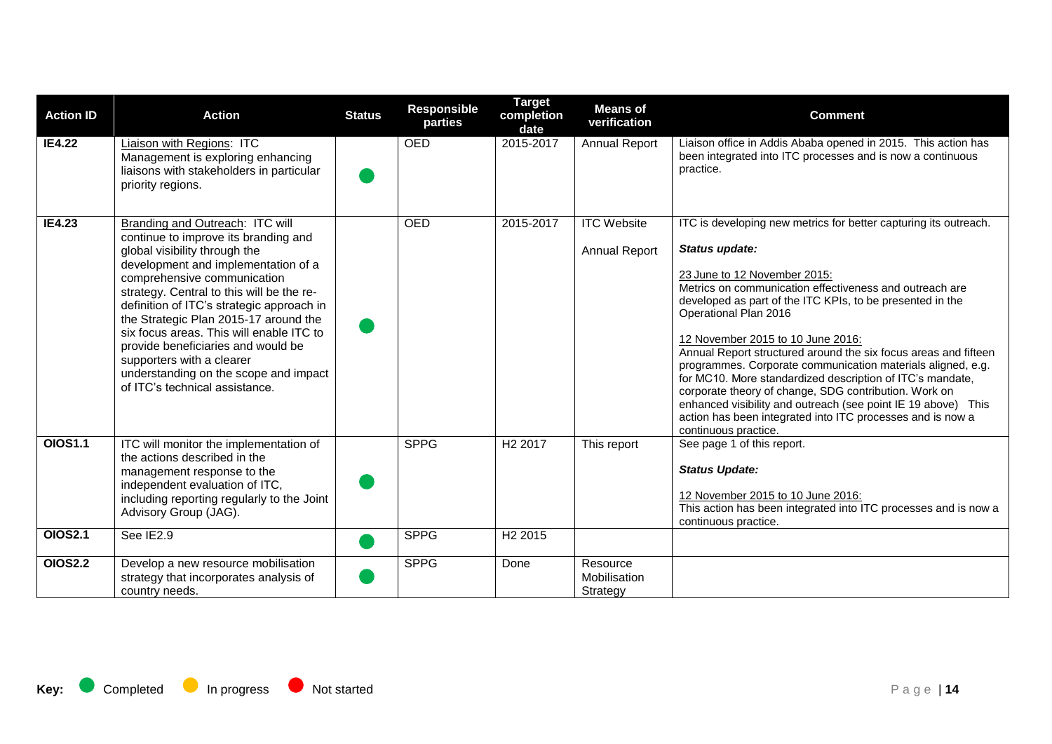| Action ID | Action | Status | Responsible parties | Target completion date | Means of verification | Comment |
|---|---|---|---|---|---|---|
| **IE4.22** | Liaison with Regions: ITC Management is exploring enhancing liaisons with stakeholders in particular priority regions. | ● | OED | 2015-2017 | Annual Report | Liaison office in Addis Ababa opened in 2015. This action has been integrated into ITC processes and is now a continuous practice. |
| **IE4.23** | Branding and Outreach: ITC will continue to improve its branding and global visibility through the development and implementation of a comprehensive communication strategy. Central to this will be the re-definition of ITC's strategic approach in the Strategic Plan 2015-17 around the six focus areas. This will enable ITC to provide beneficiaries and would be supporters with a clearer understanding on the scope and impact of ITC's technical assistance. | ● | OED | 2015-2017 | ITC Website<br><br>Annual Report | ITC is developing new metrics for better capturing its outreach.<br><br>***Status update:***<br><br>23 June to 12 November 2015:<br>Metrics on communication effectiveness and outreach are developed as part of the ITC KPIs, to be presented in the Operational Plan 2016<br><br>12 November 2015 to 10 June 2016:<br>Annual Report structured around the six focus areas and fifteen programmes. Corporate communication materials aligned, e.g. for MC10. More standardized description of ITC's mandate, corporate theory of change, SDG contribution. Work on enhanced visibility and outreach (see point IE 19 above) This action has been integrated into ITC processes and is now a continuous practice. |
| **OIOS1.1** | ITC will monitor the implementation of the actions described in the management response to the independent evaluation of ITC, including reporting regularly to the Joint Advisory Group (JAG). | ● | SPPG | H2 2017 | This report | See page 1 of this report.<br><br>***Status Update:***<br><br>12 November 2015 to 10 June 2016:<br>This action has been integrated into ITC processes and is now a continuous practice. |
| **OIOS2.1** | See IE2.9 | ● | SPPG | H2 2015 | | |
| **OIOS2.2** | Develop a new resource mobilisation strategy that incorporates analysis of country needs. | ● | SPPG | Done | Resource Mobilisation Strategy | |

**Key:** ● Completed ● In progress ● Not started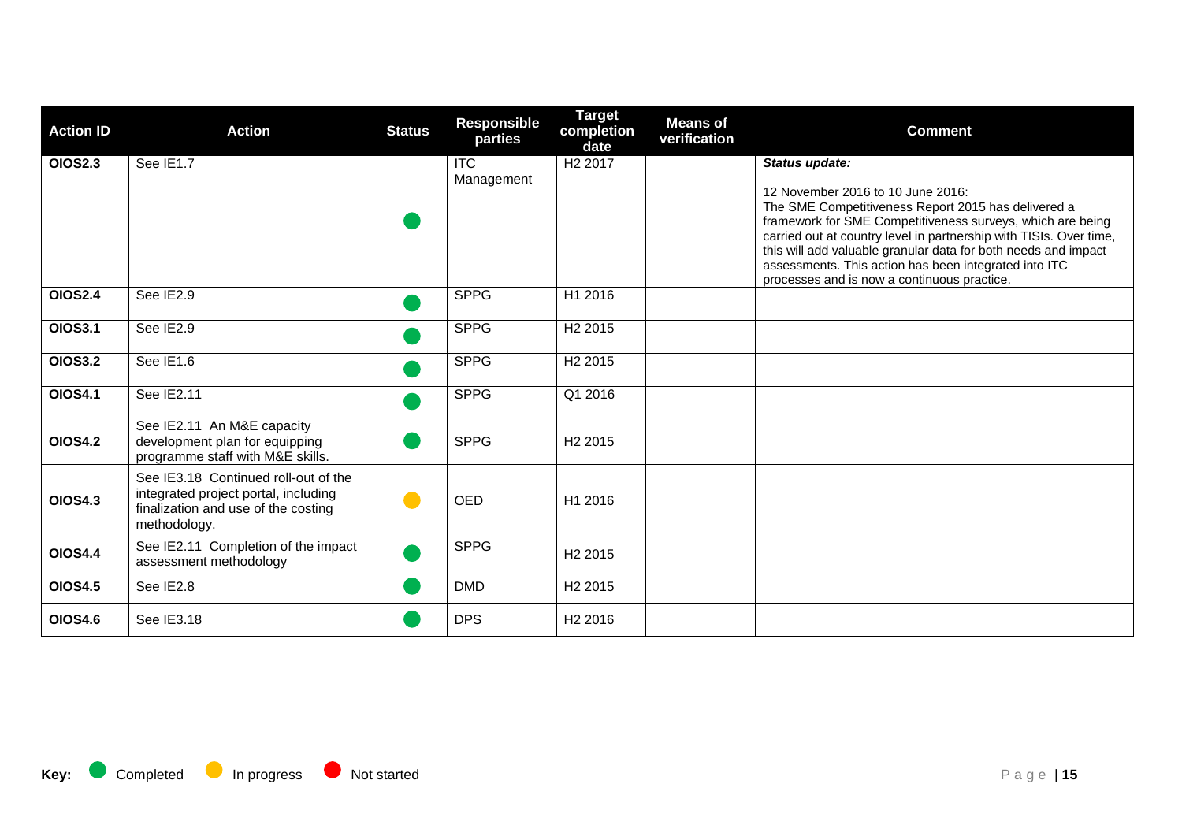| Action ID | Action | Status | Responsible parties | Target completion date | Means of verification | Comment |
|---|---|---|---|---|---|---|
| **OIOS2.3** | See IE1.7 | Completed | ITC Management | H2 2017 | | ***Status update:*** <br> 12 November 2016 to 10 June 2016: <br> The SME Competitiveness Report 2015 has delivered a framework for SME Competitiveness surveys, which are being carried out at country level in partnership with TISIs. Over time, this will add valuable granular data for both needs and impact assessments. This action has been integrated into ITC processes and is now a continuous practice. |
| **OIOS2.4** | See IE2.9 | Completed | SPPG | H1 2016 | | |
| **OIOS3.1** | See IE2.9 | Completed | SPPG | H2 2015 | | |
| **OIOS3.2** | See IE1.6 | Completed | SPPG | H2 2015 | | |
| **OIOS4.1** | See IE2.11 | Completed | SPPG | Q1 2016 | | |
| **OIOS4.2** | See IE2.11 An M&E capacity development plan for equipping programme staff with M&E skills. | Completed | SPPG | H2 2015 | | |
| **OIOS4.3** | See IE3.18 Continued roll-out of the integrated project portal, including finalization and use of the costing methodology. | In progress | OED | H1 2016 | | |
| **OIOS4.4** | See IE2.11 Completion of the impact assessment methodology | Completed | SPPG | H2 2015 | | |
| **OIOS4.5** | See IE2.8 | Completed | DMD | H2 2015 | | |
| **OIOS4.6** | See IE3.18 | Completed | DPS | H2 2016 | | |

**Key:** Completed In progress Not started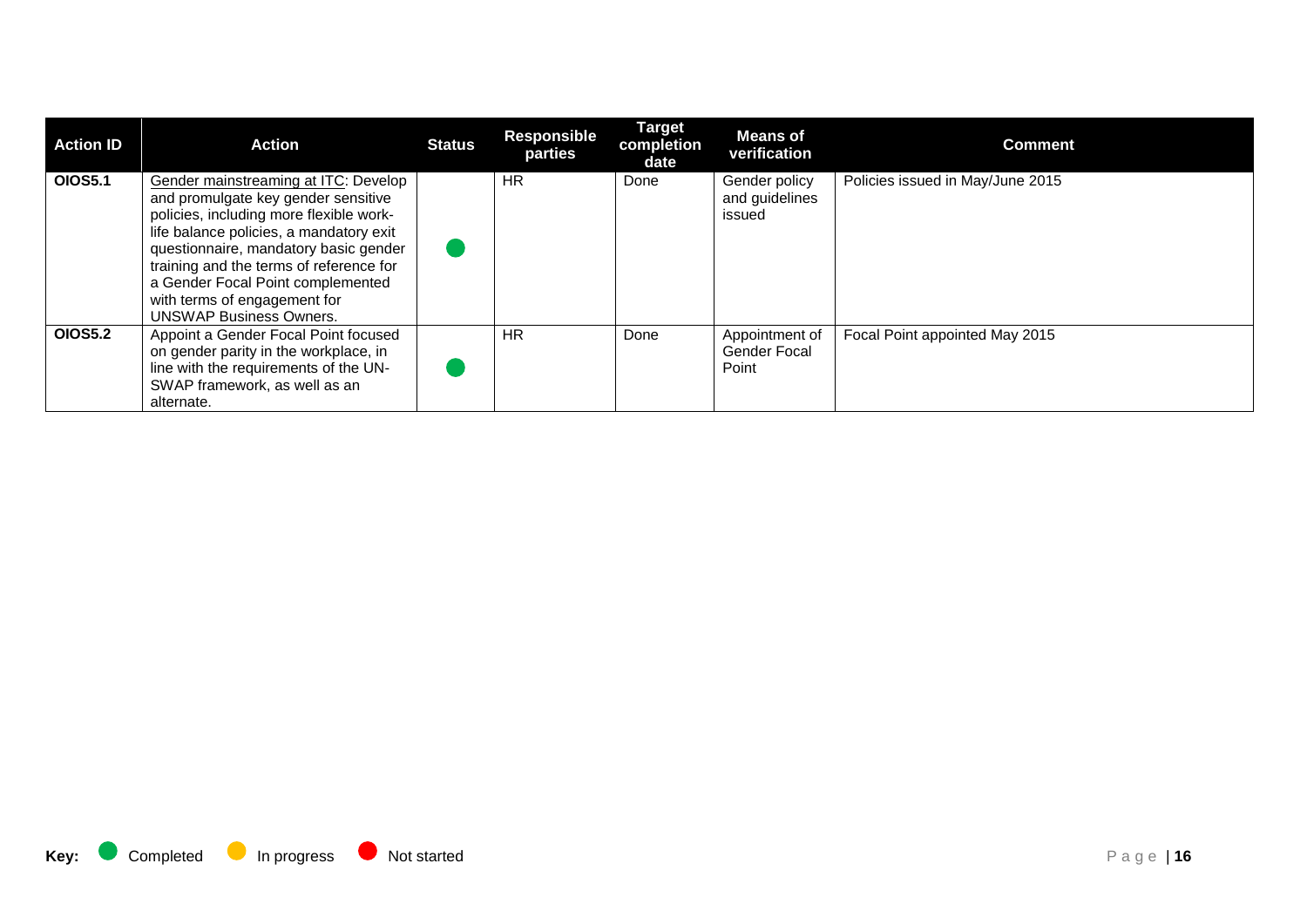| Action ID | Action | Status | Responsible parties | Target completion date | Means of verification | Comment |
|---|---|---|---|---|---|---|
| **OIOS5.1** | Gender mainstreaming at ITC: Develop and promulgate key gender sensitive policies, including more flexible work-life balance policies, a mandatory exit questionnaire, mandatory basic gender training and the terms of reference for a Gender Focal Point complemented with terms of engagement for UNSWAP Business Owners. | Completed | HR | Done | Gender policy and guidelines issued | Policies issued in May/June 2015 |
| **OIOS5.2** | Appoint a Gender Focal Point focused on gender parity in the workplace, in line with the requirements of the UN-SWAP framework, as well as an alternate. | Completed | HR | Done | Appointment of Gender Focal Point | Focal Point appointed May 2015 |

**Key:** Completed In progress Not started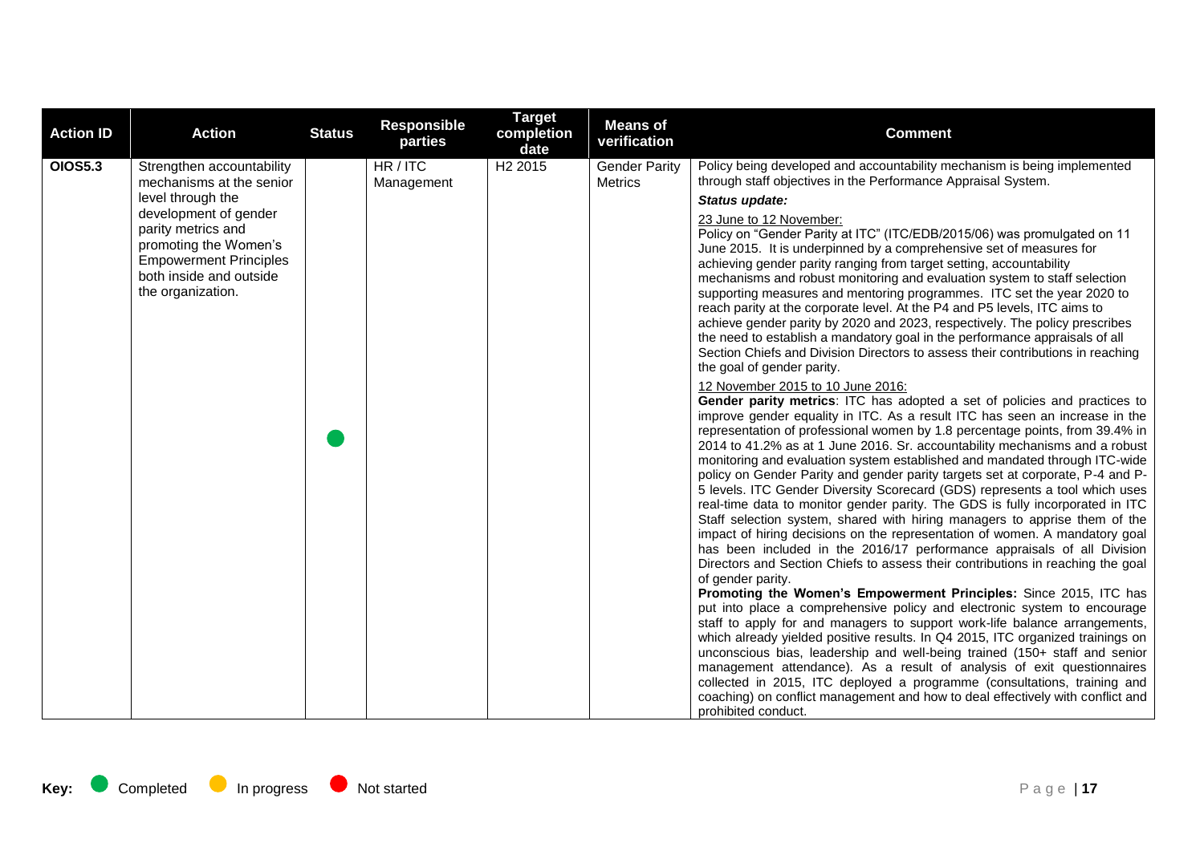| Action ID | Action | Status | Responsible parties | Target completion date | Means of verification | Comment |
|---|---|---|---|---|---|---|
| OIOS5.3 | Strengthen accountability mechanisms at the senior level through the development of gender parity metrics and promoting the Women's Empowerment Principles both inside and outside the organization. | Completed | HR / ITC Management | H2 2015 | Gender Parity Metrics | Policy being developed and accountability mechanism is being implemented through staff objectives in the Performance Appraisal System.<br>***Status update:***<br>23 June to 12 November:<br>Policy on "Gender Parity at ITC" (ITC/EDB/2015/06) was promulgated on 11 June 2015. It is underpinned by a comprehensive set of measures for achieving gender parity ranging from target setting, accountability mechanisms and robust monitoring and evaluation system to staff selection supporting measures and mentoring programmes. ITC set the year 2020 to reach parity at the corporate level. At the P4 and P5 levels, ITC aims to achieve gender parity by 2020 and 2023, respectively. The policy prescribes the need to establish a mandatory goal in the performance appraisals of all Section Chiefs and Division Directors to assess their contributions in reaching the goal of gender parity.<br>12 November 2015 to 10 June 2016:<br>**Gender parity metrics**: ITC has adopted a set of policies and practices to improve gender equality in ITC. As a result ITC has seen an increase in the representation of professional women by 1.8 percentage points, from 39.4% in 2014 to 41.2% as at 1 June 2016. Sr. accountability mechanisms and a robust monitoring and evaluation system established and mandated through ITC-wide policy on Gender Parity and gender parity targets set at corporate, P-4 and P-5 levels. ITC Gender Diversity Scorecard (GDS) represents a tool which uses real-time data to monitor gender parity. The GDS is fully incorporated in ITC Staff selection system, shared with hiring managers to apprise them of the impact of hiring decisions on the representation of women. A mandatory goal has been included in the 2016/17 performance appraisals of all Division Directors and Section Chiefs to assess their contributions in reaching the goal of gender parity.<br>**Promoting the Women's Empowerment Principles:** Since 2015, ITC has put into place a comprehensive policy and electronic system to encourage staff to apply for and managers to support work-life balance arrangements, which already yielded positive results. In Q4 2015, ITC organized trainings on unconscious bias, leadership and well-being trained (150+ staff and senior management attendance). As a result of analysis of exit questionnaires collected in 2015, ITC deployed a programme (consultations, training and coaching) on conflict management and how to deal effectively with conflict and prohibited conduct. |

**Key:** Completed / In progress / Not started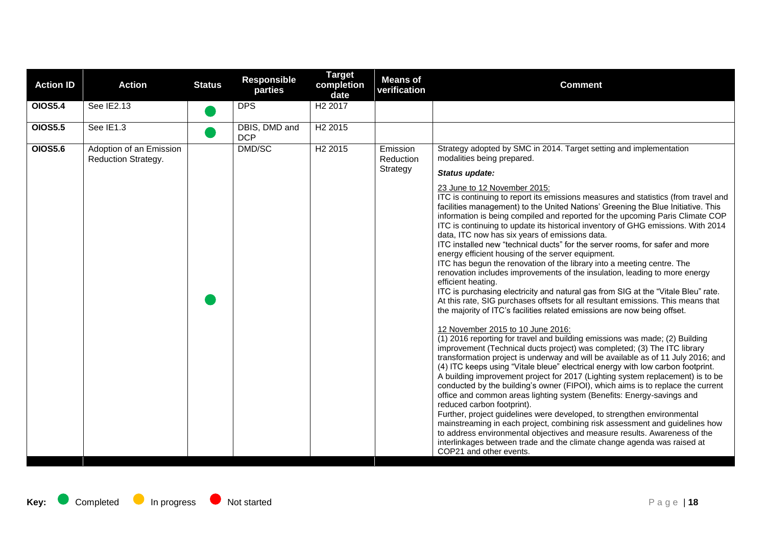| Action ID | Action | Status | Responsible parties | Target completion date | Means of verification | Comment |
|---|---|---|---|---|---|---|
| **OIOS5.4** | See IE2.13 | Completed | DPS | H2 2017 | | |
| **OIOS5.5** | See IE1.3 | Completed | DBIS, DMD and DCP | H2 2015 | | |
| **OIOS5.6** | Adoption of an Emission Reduction Strategy. | Completed | DMD/SC | H2 2015 | Emission Reduction Strategy | Strategy adopted by SMC in 2014. Target setting and implementation modalities being prepared.<br><br>***Status update:***<br><br>23 June to 12 November 2015:<br>ITC is continuing to report its emissions measures and statistics (from travel and facilities management) to the United Nations' Greening the Blue Initiative. This information is being compiled and reported for the upcoming Paris Climate COP ITC is continuing to update its historical inventory of GHG emissions. With 2014 data, ITC now has six years of emissions data.<br>ITC installed new "technical ducts" for the server rooms, for safer and more energy efficient housing of the server equipment.<br>ITC has begun the renovation of the library into a meeting centre. The renovation includes improvements of the insulation, leading to more energy efficient heating.<br>ITC is purchasing electricity and natural gas from SIG at the "Vitale Bleu" rate. At this rate, SIG purchases offsets for all resultant emissions. This means that the majority of ITC's facilities related emissions are now being offset.<br><br>12 November 2015 to 10 June 2016:<br>(1) 2016 reporting for travel and building emissions was made; (2) Building improvement (Technical ducts project) was completed; (3) The ITC library transformation project is underway and will be available as of 11 July 2016; and (4) ITC keeps using "Vitale bleue" electrical energy with low carbon footprint.<br>A building improvement project for 2017 (Lighting system replacement) is to be conducted by the building's owner (FIPOI), which aims is to replace the current office and common areas lighting system (Benefits: Energy-savings and reduced carbon footprint).<br>Further, project guidelines were developed, to strengthen environmental mainstreaming in each project, combining risk assessment and guidelines how to address environmental objectives and measure results. Awareness of the interlinkages between trade and the climate change agenda was raised at COP21 and other events. |

**Key:** Completed | In progress | Not started